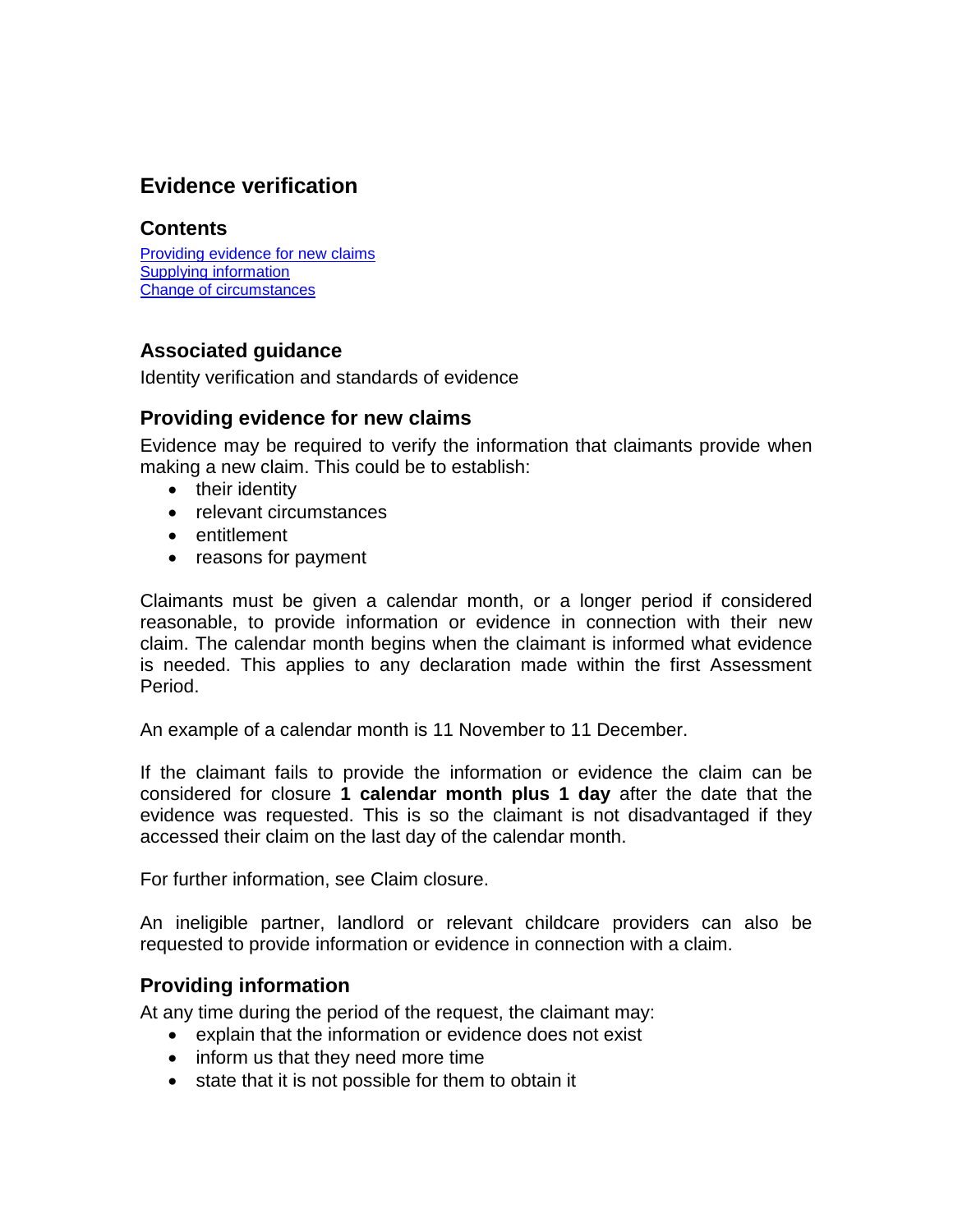# Evidence verification

## Contents

[Providing evidence for new claims](#providing-evidence-for-new-claims)
[Supplying information](#supplying-information)
[Change of circumstances](#change-of-circumstances)

## Associated guidance

Identity verification and standards of evidence

## Providing evidence for new claims

Evidence may be required to verify the information that claimants provide when making a new claim. This could be to establish:

- their identity
- relevant circumstances
- entitlement
- reasons for payment

Claimants must be given a calendar month, or a longer period if considered reasonable, to provide information or evidence in connection with their new claim. The calendar month begins when the claimant is informed what evidence is needed. This applies to any declaration made within the first Assessment Period.

An example of a calendar month is 11 November to 11 December.

If the claimant fails to provide the information or evidence the claim can be considered for closure **1 calendar month plus 1 day** after the date that the evidence was requested. This is so the claimant is not disadvantaged if they accessed their claim on the last day of the calendar month.

For further information, see Claim closure.

An ineligible partner, landlord or relevant childcare providers can also be requested to provide information or evidence in connection with a claim.

## Providing information

At any time during the period of the request, the claimant may:

- explain that the information or evidence does not exist
- inform us that they need more time
- state that it is not possible for them to obtain it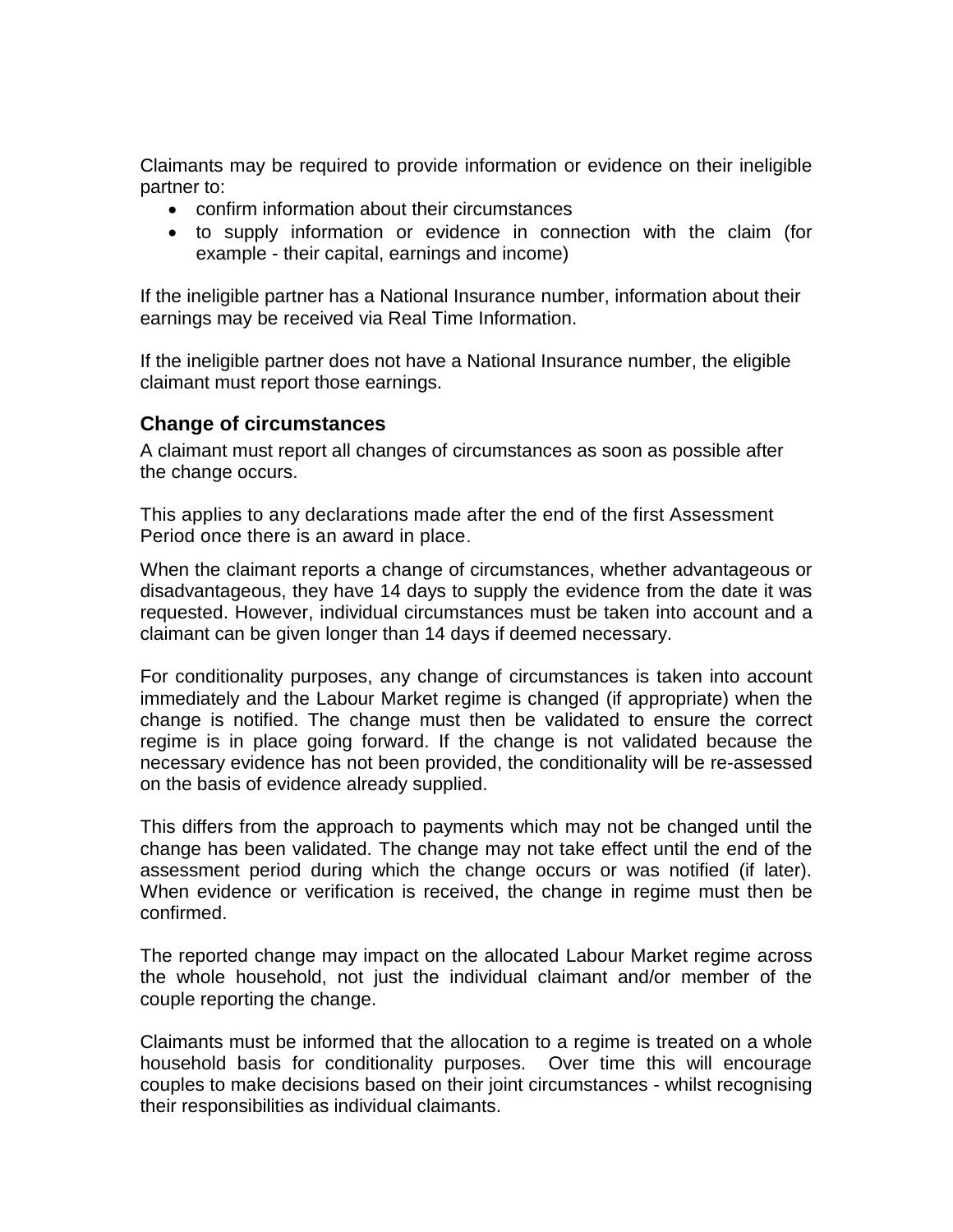Claimants may be required to provide information or evidence on their ineligible partner to:

- confirm information about their circumstances
- to supply information or evidence in connection with the claim (for example - their capital, earnings and income)

If the ineligible partner has a National Insurance number, information about their earnings may be received via Real Time Information.

If the ineligible partner does not have a National Insurance number, the eligible claimant must report those earnings.

### Change of circumstances

A claimant must report all changes of circumstances as soon as possible after the change occurs.

This applies to any declarations made after the end of the first Assessment Period once there is an award in place.

When the claimant reports a change of circumstances, whether advantageous or disadvantageous, they have 14 days to supply the evidence from the date it was requested. However, individual circumstances must be taken into account and a claimant can be given longer than 14 days if deemed necessary.

For conditionality purposes, any change of circumstances is taken into account immediately and the Labour Market regime is changed (if appropriate) when the change is notified. The change must then be validated to ensure the correct regime is in place going forward. If the change is not validated because the necessary evidence has not been provided, the conditionality will be re-assessed on the basis of evidence already supplied.

This differs from the approach to payments which may not be changed until the change has been validated. The change may not take effect until the end of the assessment period during which the change occurs or was notified (if later). When evidence or verification is received, the change in regime must then be confirmed.

The reported change may impact on the allocated Labour Market regime across the whole household, not just the individual claimant and/or member of the couple reporting the change.

Claimants must be informed that the allocation to a regime is treated on a whole household basis for conditionality purposes. Over time this will encourage couples to make decisions based on their joint circumstances - whilst recognising their responsibilities as individual claimants.